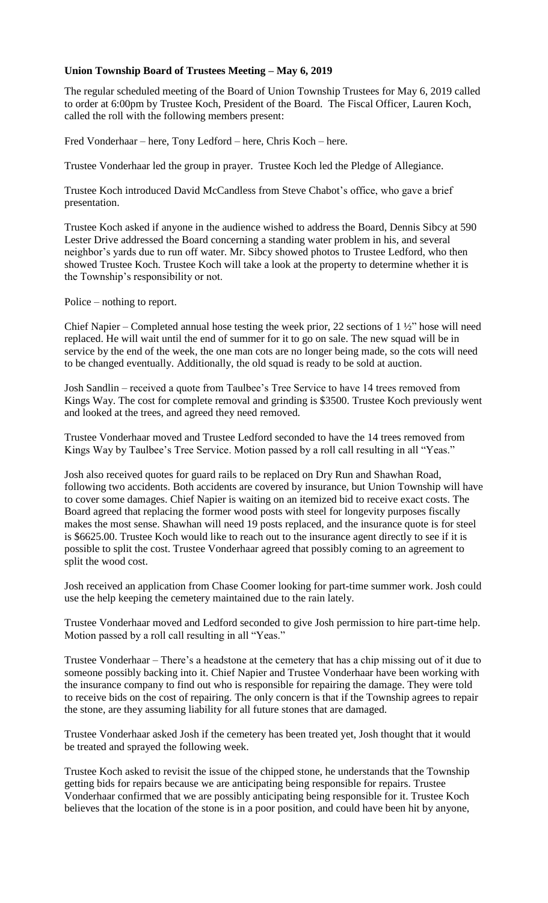**Union Township Board of Trustees Meeting – May 6, 2019**

The regular scheduled meeting of the Board of Union Township Trustees for May 6, 2019 called to order at 6:00pm by Trustee Koch, President of the Board. The Fiscal Officer, Lauren Koch, called the roll with the following members present:

Fred Vonderhaar – here, Tony Ledford – here, Chris Koch – here.

Trustee Vonderhaar led the group in prayer. Trustee Koch led the Pledge of Allegiance.

Trustee Koch introduced David McCandless from Steve Chabot's office, who gave a brief presentation.

Trustee Koch asked if anyone in the audience wished to address the Board, Dennis Sibcy at 590 Lester Drive addressed the Board concerning a standing water problem in his, and several neighbor's yards due to run off water. Mr. Sibcy showed photos to Trustee Ledford, who then showed Trustee Koch. Trustee Koch will take a look at the property to determine whether it is the Township's responsibility or not.

Police – nothing to report.

Chief Napier – Completed annual hose testing the week prior, 22 sections of 1 ½" hose will need replaced. He will wait until the end of summer for it to go on sale. The new squad will be in service by the end of the week, the one man cots are no longer being made, so the cots will need to be changed eventually. Additionally, the old squad is ready to be sold at auction.

Josh Sandlin – received a quote from Taulbee's Tree Service to have 14 trees removed from Kings Way. The cost for complete removal and grinding is $3500. Trustee Koch previously went and looked at the trees, and agreed they need removed.

Trustee Vonderhaar moved and Trustee Ledford seconded to have the 14 trees removed from Kings Way by Taulbee's Tree Service. Motion passed by a roll call resulting in all "Yeas."

Josh also received quotes for guard rails to be replaced on Dry Run and Shawhan Road, following two accidents. Both accidents are covered by insurance, but Union Township will have to cover some damages. Chief Napier is waiting on an itemized bid to receive exact costs. The Board agreed that replacing the former wood posts with steel for longevity purposes fiscally makes the most sense. Shawhan will need 19 posts replaced, and the insurance quote is for steel is $6625.00. Trustee Koch would like to reach out to the insurance agent directly to see if it is possible to split the cost. Trustee Vonderhaar agreed that possibly coming to an agreement to split the wood cost.

Josh received an application from Chase Coomer looking for part-time summer work. Josh could use the help keeping the cemetery maintained due to the rain lately.

Trustee Vonderhaar moved and Ledford seconded to give Josh permission to hire part-time help. Motion passed by a roll call resulting in all "Yeas."

Trustee Vonderhaar – There's a headstone at the cemetery that has a chip missing out of it due to someone possibly backing into it. Chief Napier and Trustee Vonderhaar have been working with the insurance company to find out who is responsible for repairing the damage. They were told to receive bids on the cost of repairing. The only concern is that if the Township agrees to repair the stone, are they assuming liability for all future stones that are damaged.

Trustee Vonderhaar asked Josh if the cemetery has been treated yet, Josh thought that it would be treated and sprayed the following week.

Trustee Koch asked to revisit the issue of the chipped stone, he understands that the Township getting bids for repairs because we are anticipating being responsible for repairs. Trustee Vonderhaar confirmed that we are possibly anticipating being responsible for it. Trustee Koch believes that the location of the stone is in a poor position, and could have been hit by anyone,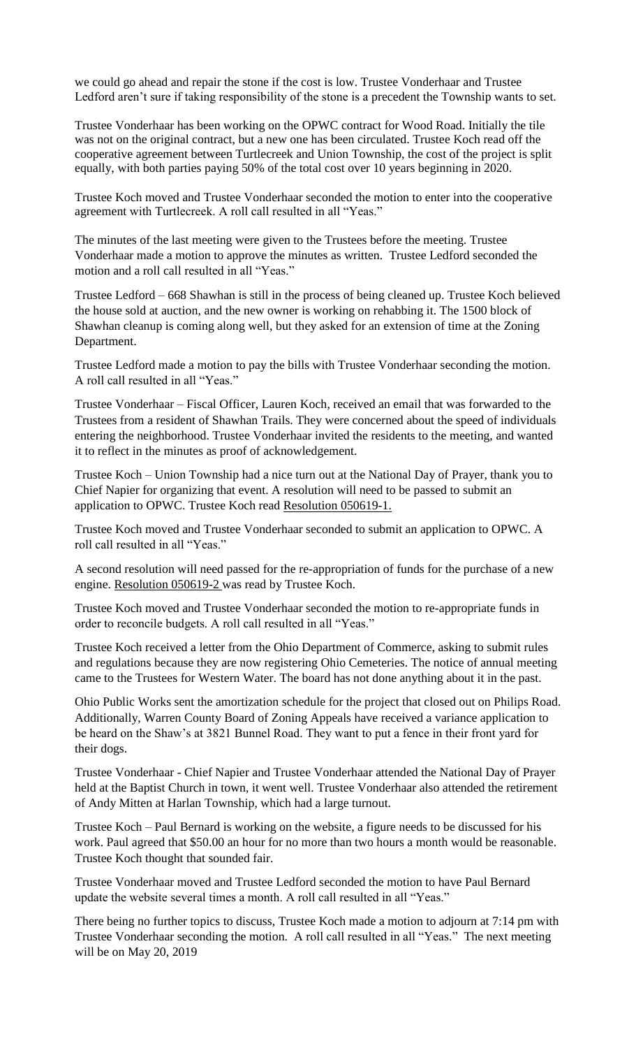we could go ahead and repair the stone if the cost is low. Trustee Vonderhaar and Trustee Ledford aren't sure if taking responsibility of the stone is a precedent the Township wants to set.

Trustee Vonderhaar has been working on the OPWC contract for Wood Road. Initially the tile was not on the original contract, but a new one has been circulated. Trustee Koch read off the cooperative agreement between Turtlecreek and Union Township, the cost of the project is split equally, with both parties paying 50% of the total cost over 10 years beginning in 2020.

Trustee Koch moved and Trustee Vonderhaar seconded the motion to enter into the cooperative agreement with Turtlecreek. A roll call resulted in all "Yeas."

The minutes of the last meeting were given to the Trustees before the meeting. Trustee Vonderhaar made a motion to approve the minutes as written. Trustee Ledford seconded the motion and a roll call resulted in all "Yeas."

Trustee Ledford – 668 Shawhan is still in the process of being cleaned up. Trustee Koch believed the house sold at auction, and the new owner is working on rehabbing it. The 1500 block of Shawhan cleanup is coming along well, but they asked for an extension of time at the Zoning Department.

Trustee Ledford made a motion to pay the bills with Trustee Vonderhaar seconding the motion. A roll call resulted in all "Yeas."

Trustee Vonderhaar – Fiscal Officer, Lauren Koch, received an email that was forwarded to the Trustees from a resident of Shawhan Trails. They were concerned about the speed of individuals entering the neighborhood. Trustee Vonderhaar invited the residents to the meeting, and wanted it to reflect in the minutes as proof of acknowledgement.

Trustee Koch – Union Township had a nice turn out at the National Day of Prayer, thank you to Chief Napier for organizing that event. A resolution will need to be passed to submit an application to OPWC. Trustee Koch read Resolution 050619-1.

Trustee Koch moved and Trustee Vonderhaar seconded to submit an application to OPWC. A roll call resulted in all "Yeas."

A second resolution will need passed for the re-appropriation of funds for the purchase of a new engine. Resolution 050619-2 was read by Trustee Koch.

Trustee Koch moved and Trustee Vonderhaar seconded the motion to re-appropriate funds in order to reconcile budgets. A roll call resulted in all "Yeas."

Trustee Koch received a letter from the Ohio Department of Commerce, asking to submit rules and regulations because they are now registering Ohio Cemeteries. The notice of annual meeting came to the Trustees for Western Water. The board has not done anything about it in the past.

Ohio Public Works sent the amortization schedule for the project that closed out on Philips Road. Additionally, Warren County Board of Zoning Appeals have received a variance application to be heard on the Shaw's at 3821 Bunnel Road. They want to put a fence in their front yard for their dogs.

Trustee Vonderhaar - Chief Napier and Trustee Vonderhaar attended the National Day of Prayer held at the Baptist Church in town, it went well. Trustee Vonderhaar also attended the retirement of Andy Mitten at Harlan Township, which had a large turnout.

Trustee Koch – Paul Bernard is working on the website, a figure needs to be discussed for his work. Paul agreed that $50.00 an hour for no more than two hours a month would be reasonable. Trustee Koch thought that sounded fair.

Trustee Vonderhaar moved and Trustee Ledford seconded the motion to have Paul Bernard update the website several times a month. A roll call resulted in all "Yeas."

There being no further topics to discuss, Trustee Koch made a motion to adjourn at 7:14 pm with Trustee Vonderhaar seconding the motion. A roll call resulted in all "Yeas." The next meeting will be on May 20, 2019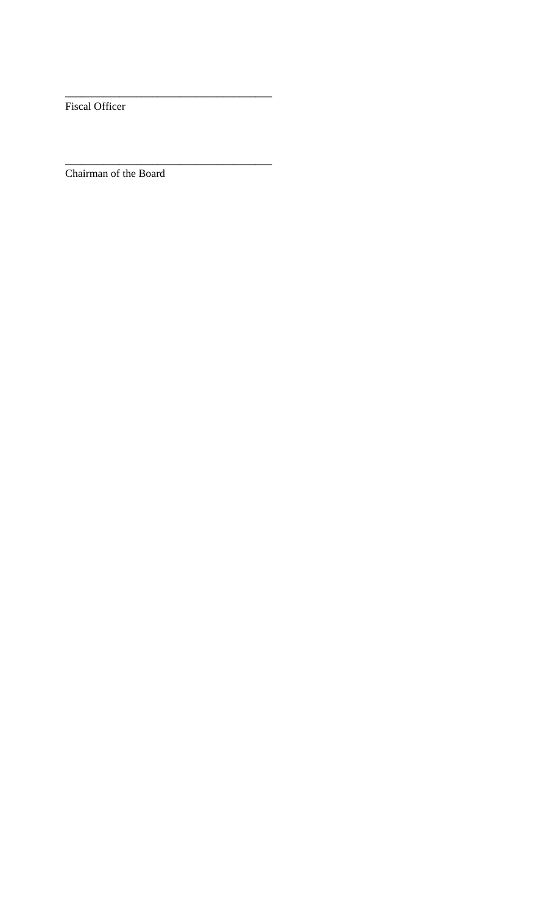_____________________________________
Fiscal Officer

_____________________________________
Chairman of the Board